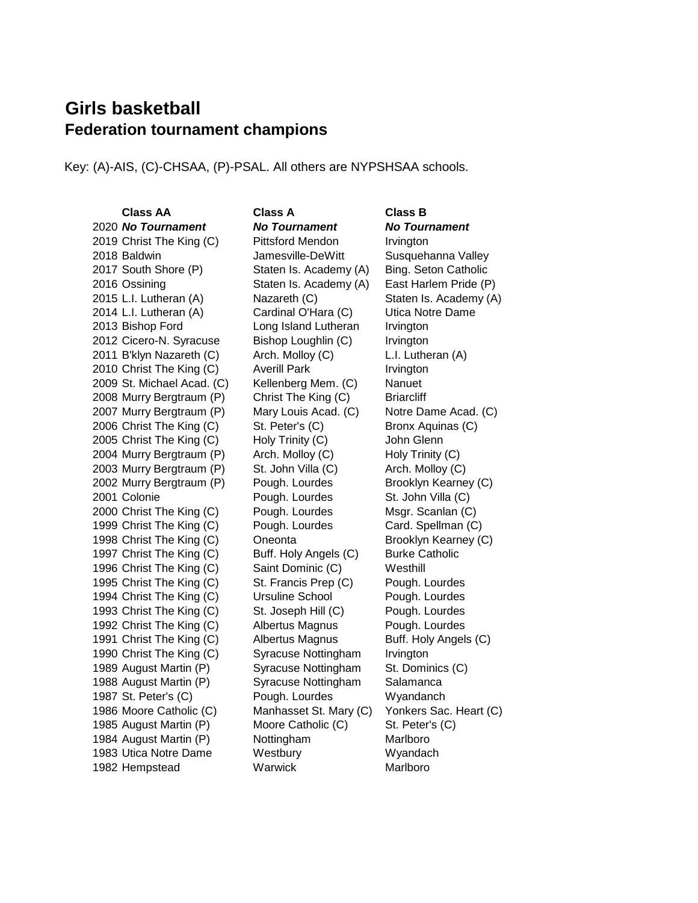# Girls basketball

## Federation tournament champions

Key: (A)-AIS, (C)-CHSAA, (P)-PSAL. All others are NYPSHSAA schools.

| | Class AA | Class A | Class B |
|---|---|---|---|
| 2020 | ***No Tournament*** | ***No Tournament*** | ***No Tournament*** |
| 2019 | Christ The King (C) | Pittsford Mendon | Irvington |
| 2018 | Baldwin | Jamesville-DeWitt | Susquehanna Valley |
| 2017 | South Shore (P) | Staten Is. Academy (A) | Bing. Seton Catholic |
| 2016 | Ossining | Staten Is. Academy (A) | East Harlem Pride (P) |
| 2015 | L.I. Lutheran (A) | Nazareth (C) | Staten Is. Academy (A) |
| 2014 | L.I. Lutheran (A) | Cardinal O'Hara (C) | Utica Notre Dame |
| 2013 | Bishop Ford | Long Island Lutheran | Irvington |
| 2012 | Cicero-N. Syracuse | Bishop Loughlin (C) | Irvington |
| 2011 | B'klyn Nazareth (C) | Arch. Molloy (C) | L.I. Lutheran (A) |
| 2010 | Christ The King (C) | Averill Park | Irvington |
| 2009 | St. Michael Acad. (C) | Kellenberg Mem. (C) | Nanuet |
| 2008 | Murry Bergtraum (P) | Christ The King (C) | Briarcliff |
| 2007 | Murry Bergtraum (P) | Mary Louis Acad. (C) | Notre Dame Acad. (C) |
| 2006 | Christ The King (C) | St. Peter's (C) | Bronx Aquinas (C) |
| 2005 | Christ The King (C) | Holy Trinity (C) | John Glenn |
| 2004 | Murry Bergtraum (P) | Arch. Molloy (C) | Holy Trinity (C) |
| 2003 | Murry Bergtraum (P) | St. John Villa (C) | Arch. Molloy (C) |
| 2002 | Murry Bergtraum (P) | Pough. Lourdes | Brooklyn Kearney (C) |
| 2001 | Colonie | Pough. Lourdes | St. John Villa (C) |
| 2000 | Christ The King (C) | Pough. Lourdes | Msgr. Scanlan (C) |
| 1999 | Christ The King (C) | Pough. Lourdes | Card. Spellman (C) |
| 1998 | Christ The King (C) | Oneonta | Brooklyn Kearney (C) |
| 1997 | Christ The King (C) | Buff. Holy Angels (C) | Burke Catholic |
| 1996 | Christ The King (C) | Saint Dominic (C) | Westhill |
| 1995 | Christ The King (C) | St. Francis Prep (C) | Pough. Lourdes |
| 1994 | Christ The King (C) | Ursuline School | Pough. Lourdes |
| 1993 | Christ The King (C) | St. Joseph Hill (C) | Pough. Lourdes |
| 1992 | Christ The King (C) | Albertus Magnus | Pough. Lourdes |
| 1991 | Christ The King (C) | Albertus Magnus | Buff. Holy Angels (C) |
| 1990 | Christ The King (C) | Syracuse Nottingham | Irvington |
| 1989 | August Martin (P) | Syracuse Nottingham | St. Dominics (C) |
| 1988 | August Martin (P) | Syracuse Nottingham | Salamanca |
| 1987 | St. Peter's (C) | Pough. Lourdes | Wyandanch |
| 1986 | Moore Catholic (C) | Manhasset St. Mary (C) | Yonkers Sac. Heart (C) |
| 1985 | August Martin (P) | Moore Catholic (C) | St. Peter's (C) |
| 1984 | August Martin (P) | Nottingham | Marlboro |
| 1983 | Utica Notre Dame | Westbury | Wyandach |
| 1982 | Hempstead | Warwick | Marlboro |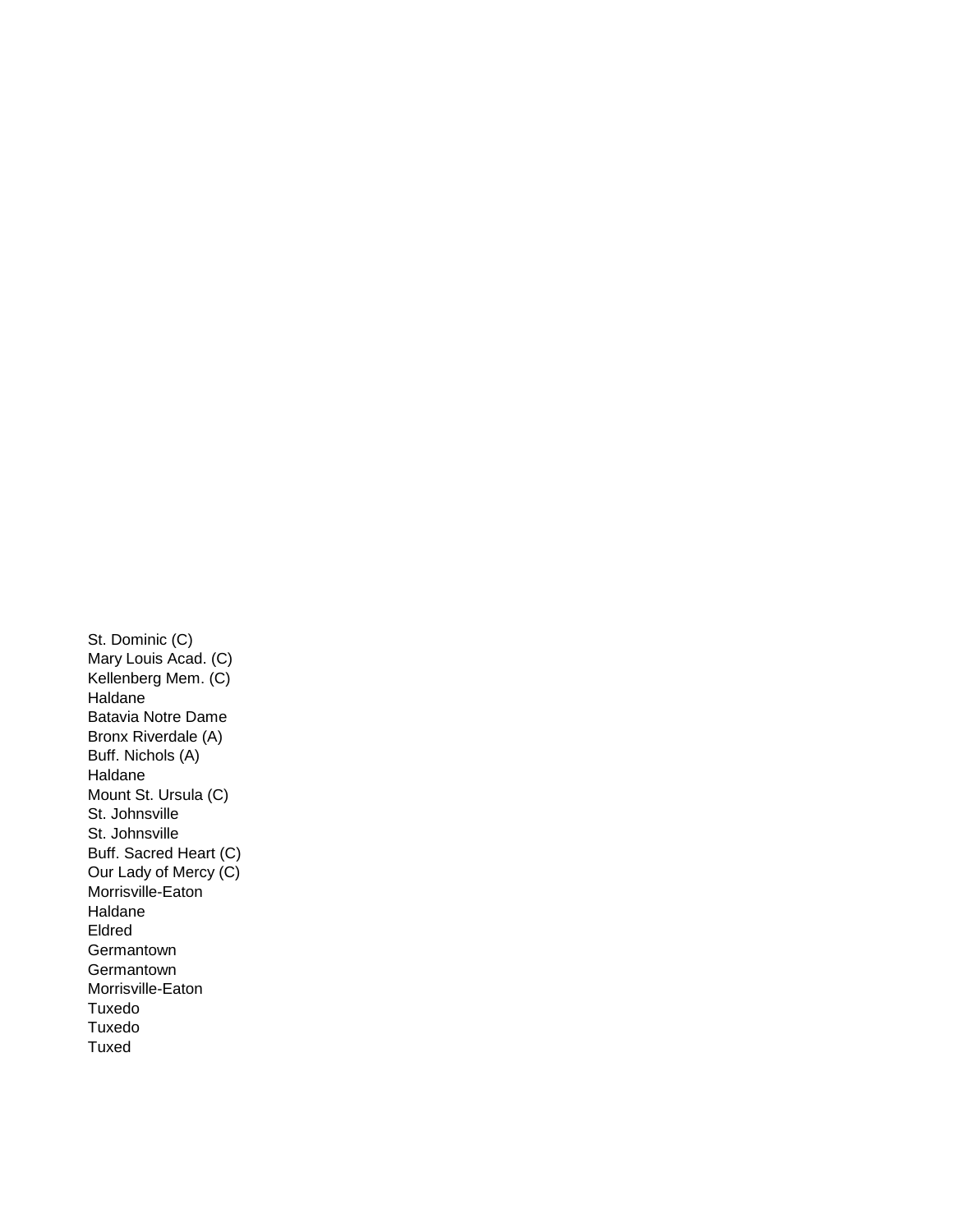St. Dominic (C)
Mary Louis Acad. (C)
Kellenberg Mem. (C)
Haldane
Batavia Notre Dame
Bronx Riverdale (A)
Buff. Nichols (A)
Haldane
Mount St. Ursula (C)
St. Johnsville
St. Johnsville
Buff. Sacred Heart (C)
Our Lady of Mercy (C)
Morrisville-Eaton
Haldane
Eldred
Germantown
Germantown
Morrisville-Eaton
Tuxedo
Tuxedo
Tuxed